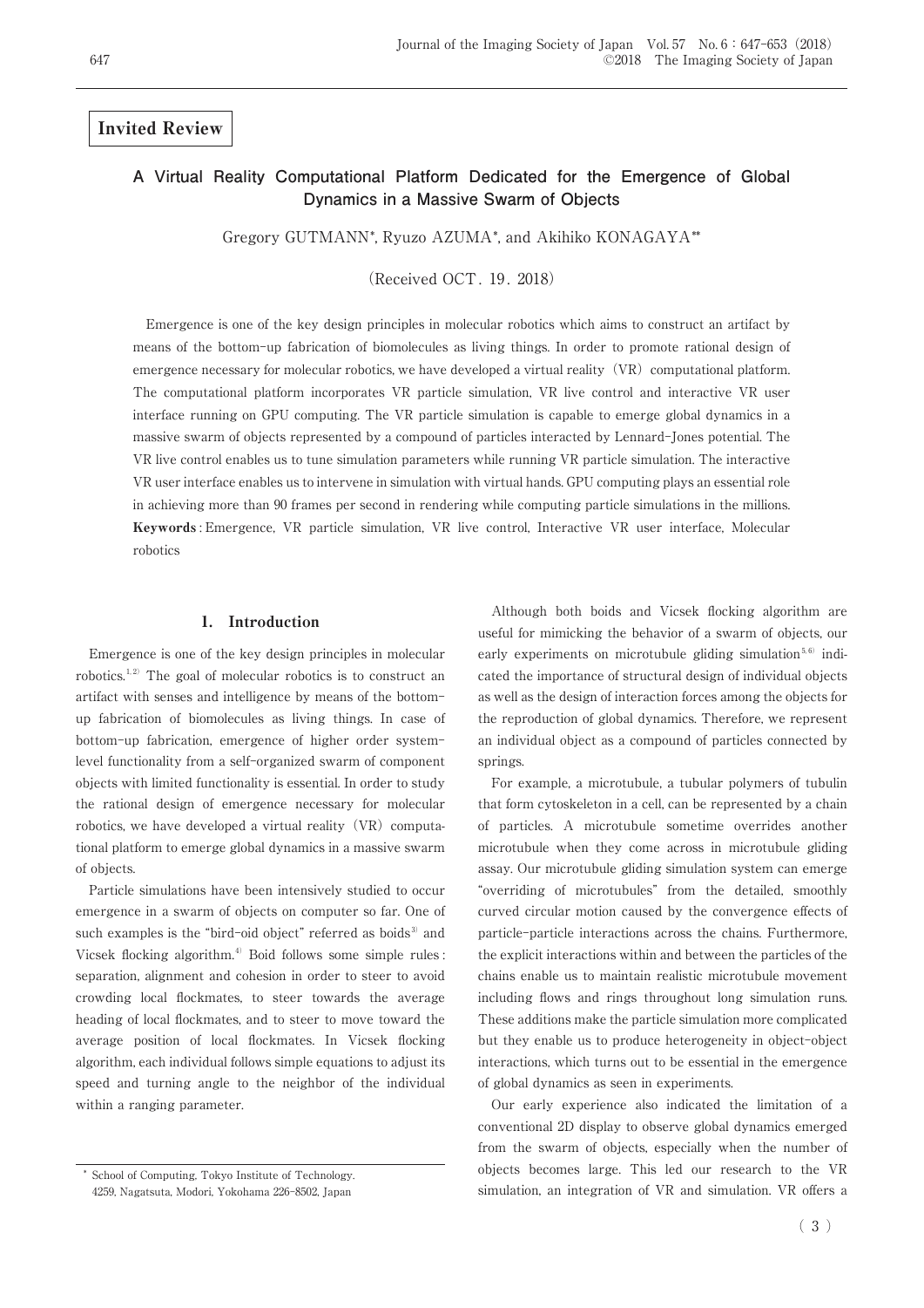**Invited Review**

# A Virtual Reality Computational Platform Dedicated for the Emergence of Global Dynamics in a Massive Swarm of Objects

Gregory GUTMANN*, Ryuzo AZUMA*, and Akihiko KONAGAYA**

(Received OCT. 19. 2018)

Emergence is one of the key design principles in molecular robotics which aims to construct an artifact by means of the bottom-up fabrication of biomolecules as living things. In order to promote rational design of emergence necessary for molecular robotics, we have developed a virtual reality (VR) computational platform. The computational platform incorporates VR particle simulation, VR live control and interactive VR user interface running on GPU computing. The VR particle simulation is capable to emerge global dynamics in a massive swarm of objects represented by a compound of particles interacted by Lennard-Jones potential. The VR live control enables us to tune simulation parameters while running VR particle simulation. The interactive VR user interface enables us to intervene in simulation with virtual hands. GPU computing plays an essential role in achieving more than 90 frames per second in rendering while computing particle simulations in the millions.

**Keywords**: Emergence, VR particle simulation, VR live control, Interactive VR user interface, Molecular robotics

## 1. Introduction

Emergence is one of the key design principles in molecular robotics.[1,2] The goal of molecular robotics is to construct an artifact with senses and intelligence by means of the bottom-up fabrication of biomolecules as living things. In case of bottom-up fabrication, emergence of higher order system-level functionality from a self-organized swarm of component objects with limited functionality is essential. In order to study the rational design of emergence necessary for molecular robotics, we have developed a virtual reality (VR) computational platform to emerge global dynamics in a massive swarm of objects.

Particle simulations have been intensively studied to occur emergence in a swarm of objects on computer so far. One of such examples is the "bird-oid object" referred as boids[3] and Vicsek flocking algorithm.[4] Boid follows some simple rules: separation, alignment and cohesion in order to steer to avoid crowding local flockmates, to steer towards the average heading of local flockmates, and to steer to move toward the average position of local flockmates. In Vicsek flocking algorithm, each individual follows simple equations to adjust its speed and turning angle to the neighbor of the individual within a ranging parameter.

Although both boids and Vicsek flocking algorithm are useful for mimicking the behavior of a swarm of objects, our early experiments on microtubule gliding simulation[5,6] indicated the importance of structural design of individual objects as well as the design of interaction forces among the objects for the reproduction of global dynamics. Therefore, we represent an individual object as a compound of particles connected by springs.

For example, a microtubule, a tubular polymers of tubulin that form cytoskeleton in a cell, can be represented by a chain of particles. A microtubule sometime overrides another microtubule when they come across in microtubule gliding assay. Our microtubule gliding simulation system can emerge "overriding of microtubules" from the detailed, smoothly curved circular motion caused by the convergence effects of particle-particle interactions across the chains. Furthermore, the explicit interactions within and between the particles of the chains enable us to maintain realistic microtubule movement including flows and rings throughout long simulation runs. These additions make the particle simulation more complicated but they enable us to produce heterogeneity in object-object interactions, which turns out to be essential in the emergence of global dynamics as seen in experiments.

Our early experience also indicated the limitation of a conventional 2D display to observe global dynamics emerged from the swarm of objects, especially when the number of objects becomes large. This led our research to the VR simulation, an integration of VR and simulation. VR offers a

---

\* School of Computing, Tokyo Institute of Technology. 4259, Nagatsuta, Modori, Yokohama 226-8502, Japan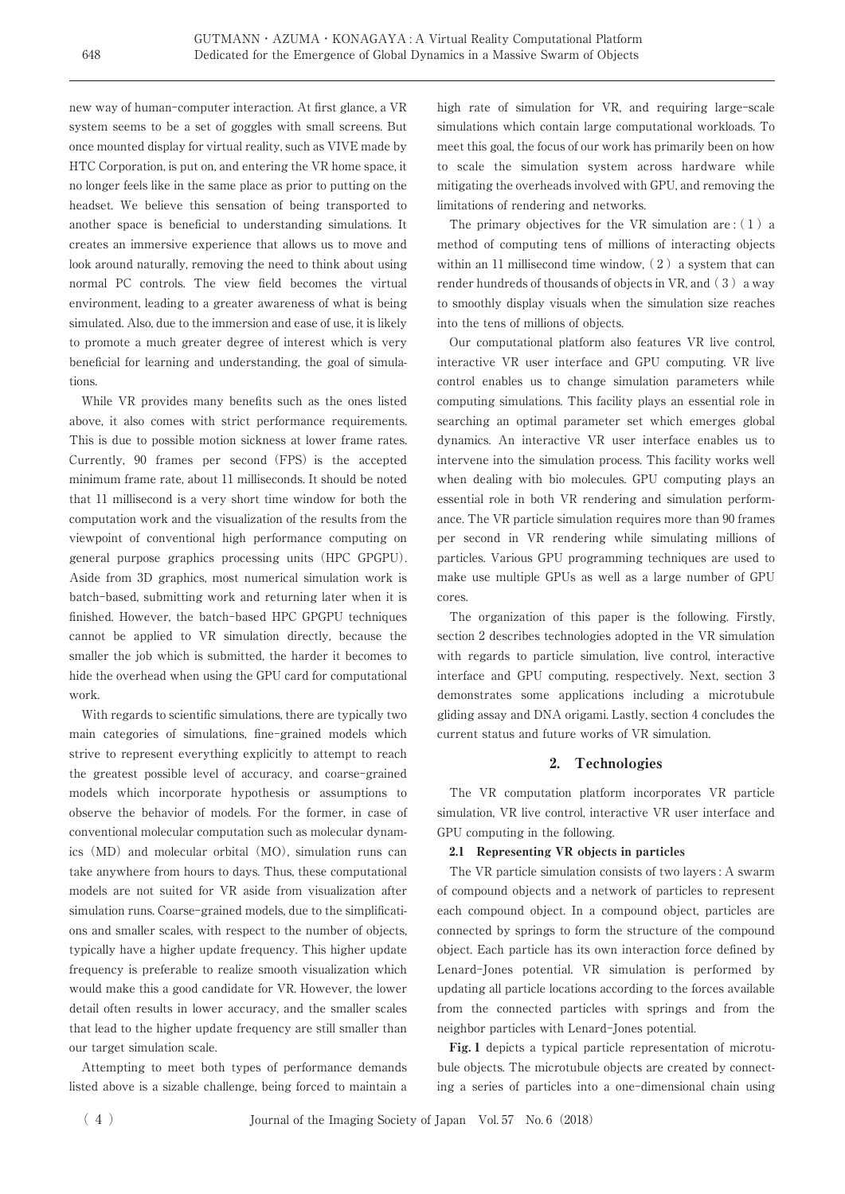new way of human-computer interaction. At first glance, a VR system seems to be a set of goggles with small screens. But once mounted display for virtual reality, such as VIVE made by HTC Corporation, is put on, and entering the VR home space, it no longer feels like in the same place as prior to putting on the headset. We believe this sensation of being transported to another space is beneficial to understanding simulations. It creates an immersive experience that allows us to move and look around naturally, removing the need to think about using normal PC controls. The view field becomes the virtual environment, leading to a greater awareness of what is being simulated. Also, due to the immersion and ease of use, it is likely to promote a much greater degree of interest which is very beneficial for learning and understanding, the goal of simulations.

While VR provides many benefits such as the ones listed above, it also comes with strict performance requirements. This is due to possible motion sickness at lower frame rates. Currently, 90 frames per second (FPS) is the accepted minimum frame rate, about 11 milliseconds. It should be noted that 11 millisecond is a very short time window for both the computation work and the visualization of the results from the viewpoint of conventional high performance computing on general purpose graphics processing units (HPC GPGPU). Aside from 3D graphics, most numerical simulation work is batch-based, submitting work and returning later when it is finished. However, the batch-based HPC GPGPU techniques cannot be applied to VR simulation directly, because the smaller the job which is submitted, the harder it becomes to hide the overhead when using the GPU card for computational work.

With regards to scientific simulations, there are typically two main categories of simulations, fine-grained models which strive to represent everything explicitly to attempt to reach the greatest possible level of accuracy, and coarse-grained models which incorporate hypothesis or assumptions to observe the behavior of models. For the former, in case of conventional molecular computation such as molecular dynamics (MD) and molecular orbital (MO), simulation runs can take anywhere from hours to days. Thus, these computational models are not suited for VR aside from visualization after simulation runs. Coarse-grained models, due to the simplifications and smaller scales, with respect to the number of objects, typically have a higher update frequency. This higher update frequency is preferable to realize smooth visualization which would make this a good candidate for VR. However, the lower detail often results in lower accuracy, and the smaller scales that lead to the higher update frequency are still smaller than our target simulation scale.

Attempting to meet both types of performance demands listed above is a sizable challenge, being forced to maintain a high rate of simulation for VR, and requiring large-scale simulations which contain large computational workloads. To meet this goal, the focus of our work has primarily been on how to scale the simulation system across hardware while mitigating the overheads involved with GPU, and removing the limitations of rendering and networks.

The primary objectives for the VR simulation are: (1) a method of computing tens of millions of interacting objects within an 11 millisecond time window, (2) a system that can render hundreds of thousands of objects in VR, and (3) a way to smoothly display visuals when the simulation size reaches into the tens of millions of objects.

Our computational platform also features VR live control, interactive VR user interface and GPU computing. VR live control enables us to change simulation parameters while computing simulations. This facility plays an essential role in searching an optimal parameter set which emerges global dynamics. An interactive VR user interface enables us to intervene into the simulation process. This facility works well when dealing with bio molecules. GPU computing plays an essential role in both VR rendering and simulation performance. The VR particle simulation requires more than 90 frames per second in VR rendering while simulating millions of particles. Various GPU programming techniques are used to make use multiple GPUs as well as a large number of GPU cores.

The organization of this paper is the following. Firstly, section 2 describes technologies adopted in the VR simulation with regards to particle simulation, live control, interactive interface and GPU computing, respectively. Next, section 3 demonstrates some applications including a microtubule gliding assay and DNA origami. Lastly, section 4 concludes the current status and future works of VR simulation.

## 2. Technologies

The VR computation platform incorporates VR particle simulation, VR live control, interactive VR user interface and GPU computing in the following.

### 2.1 Representing VR objects in particles

The VR particle simulation consists of two layers: A swarm of compound objects and a network of particles to represent each compound object. In a compound object, particles are connected by springs to form the structure of the compound object. Each particle has its own interaction force defined by Lenard-Jones potential. VR simulation is performed by updating all particle locations according to the forces available from the connected particles with springs and from the neighbor particles with Lenard-Jones potential.

**Fig. 1** depicts a typical particle representation of microtubule objects. The microtubule objects are created by connecting a series of particles into a one-dimensional chain using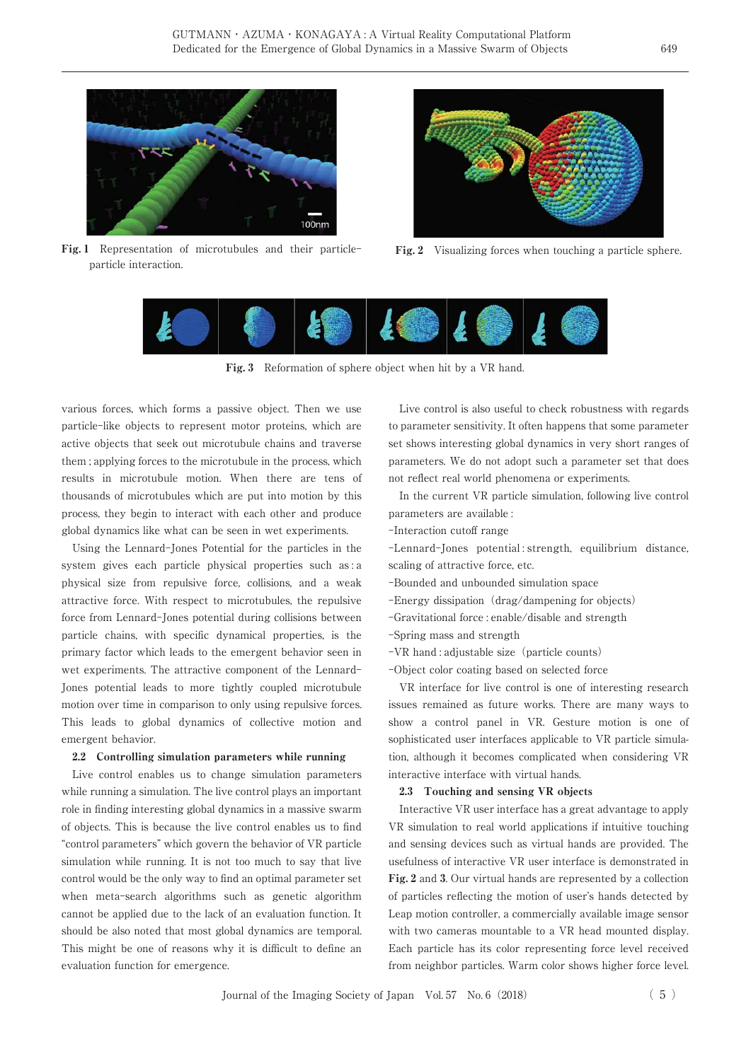**Fig. 1** Representation of microtubules and their particle-particle interaction.

**Fig. 2** Visualizing forces when touching a particle sphere.

**Fig. 3** Reformation of sphere object when hit by a VR hand.

various forces, which forms a passive object. Then we use particle-like objects to represent motor proteins, which are active objects that seek out microtubule chains and traverse them ; applying forces to the microtubule in the process, which results in microtubule motion. When there are tens of thousands of microtubules which are put into motion by this process, they begin to interact with each other and produce global dynamics like what can be seen in wet experiments.

Using the Lennard-Jones Potential for the particles in the system gives each particle physical properties such as : a physical size from repulsive force, collisions, and a weak attractive force. With respect to microtubules, the repulsive force from Lennard-Jones potential during collisions between particle chains, with specific dynamical properties, is the primary factor which leads to the emergent behavior seen in wet experiments. The attractive component of the Lennard-Jones potential leads to more tightly coupled microtubule motion over time in comparison to only using repulsive forces. This leads to global dynamics of collective motion and emergent behavior.

### 2.2 Controlling simulation parameters while running

Live control enables us to change simulation parameters while running a simulation. The live control plays an important role in finding interesting global dynamics in a massive swarm of objects. This is because the live control enables us to find "control parameters" which govern the behavior of VR particle simulation while running. It is not too much to say that live control would be the only way to find an optimal parameter set when meta-search algorithms such as genetic algorithm cannot be applied due to the lack of an evaluation function. It should be also noted that most global dynamics are temporal. This might be one of reasons why it is difficult to define an evaluation function for emergence.

Live control is also useful to check robustness with regards to parameter sensitivity. It often happens that some parameter set shows interesting global dynamics in very short ranges of parameters. We do not adopt such a parameter set that does not reflect real world phenomena or experiments.

In the current VR particle simulation, following live control parameters are available :

- Interaction cutoff range
- Lennard-Jones potential : strength, equilibrium distance, scaling of attractive force, etc.
- Bounded and unbounded simulation space
- Energy dissipation (drag/dampening for objects)
- Gravitational force : enable/disable and strength
- Spring mass and strength
- VR hand : adjustable size (particle counts)
- Object color coating based on selected force

VR interface for live control is one of interesting research issues remained as future works. There are many ways to show a control panel in VR. Gesture motion is one of sophisticated user interfaces applicable to VR particle simulation, although it becomes complicated when considering VR interactive interface with virtual hands.

### 2.3 Touching and sensing VR objects

Interactive VR user interface has a great advantage to apply VR simulation to real world applications if intuitive touching and sensing devices such as virtual hands are provided. The usefulness of interactive VR user interface is demonstrated in **Fig. 2** and **3**. Our virtual hands are represented by a collection of particles reflecting the motion of user's hands detected by Leap motion controller, a commercially available image sensor with two cameras mountable to a VR head mounted display. Each particle has its color representing force level received from neighbor particles. Warm color shows higher force level.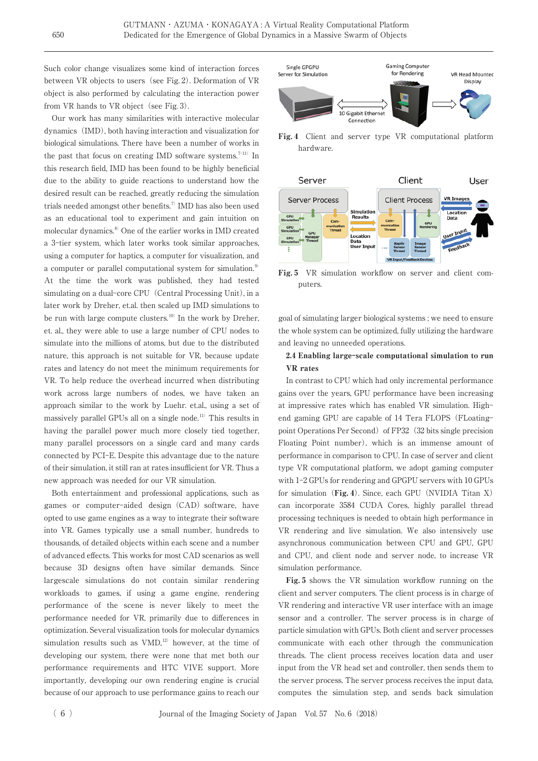Such color change visualizes some kind of interaction forces between VR objects to users (see Fig. 2). Deformation of VR object is also performed by calculating the interaction power from VR hands to VR object (see Fig. 3).

Our work has many similarities with interactive molecular dynamics (IMD), both having interaction and visualization for biological simulations. There have been a number of works in the past that focus on creating IMD software systems.[7-11] In this research field, IMD has been found to be highly beneficial due to the ability to guide reactions to understand how the desired result can be reached, greatly reducing the simulation trials needed amongst other benefits.[7] IMD has also been used as an educational tool to experiment and gain intuition on molecular dynamics.[8] One of the earlier works in IMD created a 3-tier system, which later works took similar approaches, using a computer for haptics, a computer for visualization, and a computer or parallel computational system for simulation.[9] At the time the work was published, they had tested simulating on a dual-core CPU (Central Processing Unit), in a later work by Dreher, et.al. then scaled up IMD simulations to be run with large compute clusters.[10] In the work by Dreher, et. al., they were able to use a large number of CPU nodes to simulate into the millions of atoms, but due to the distributed nature, this approach is not suitable for VR, because update rates and latency do not meet the minimum requirements for VR. To help reduce the overhead incurred when distributing work across large numbers of nodes, we have taken an approach similar to the work by Luehr. et.al., using a set of massively parallel GPUs all on a single node.[11] This results in having the parallel power much more closely tied together, many parallel processors on a single card and many cards connected by PCI-E. Despite this advantage due to the nature of their simulation, it still ran at rates insufficient for VR. Thus a new approach was needed for our VR simulation.

Both entertainment and professional applications, such as games or computer-aided design (CAD) software, have opted to use game engines as a way to integrate their software into VR. Games typically use a small number, hundreds to thousands, of detailed objects within each scene and a number of advanced effects. This works for most CAD scenarios as well because 3D designs often have similar demands. Since largescale simulations do not contain similar rendering workloads to games, if using a game engine, rendering performance of the scene is never likely to meet the performance needed for VR, primarily due to differences in optimization. Several visualization tools for molecular dynamics simulation results such as VMD,[12] however, at the time of developing our system, there were none that met both our performance requirements and HTC VIVE support. More importantly, developing our own rendering engine is crucial because of our approach to use performance gains to reach our goal of simulating larger biological systems ; we need to ensure the whole system can be optimized, fully utilizing the hardware and leaving no unneeded operations.

**Fig. 4** Client and server type VR computational platform hardware.

**Fig. 5** VR simulation workflow on server and client computers.

### 2.4 Enabling large-scale computational simulation to run VR rates

In contrast to CPU which had only incremental performance gains over the years, GPU performance have been increasing at impressive rates which has enabled VR simulation. High-end gaming GPU are capable of 14 Tera FLOPS (FLoating-point Operations Per Second) of FP32 (32 bits single precision Floating Point number), which is an immense amount of performance in comparison to CPU. In case of server and client type VR computational platform, we adopt gaming computer with 1-2 GPUs for rendering and GPGPU servers with 10 GPUs for simulation (**Fig. 4**). Since, each GPU (NVIDIA Titan X) can incorporate 3584 CUDA Cores, highly parallel thread processing techniques is needed to obtain high performance in VR rendering and live simulation. We also intensively use asynchronous communication between CPU and GPU, GPU and CPU, and client node and server node, to increase VR simulation performance.

**Fig. 5** shows the VR simulation workflow running on the client and server computers. The client process is in charge of VR rendering and interactive VR user interface with an image sensor and a controller. The server process is in charge of particle simulation with GPUs. Both client and server processes communicate with each other through the communication threads. The client process receives location data and user input from the VR head set and controller, then sends them to the server process. The server process receives the input data, computes the simulation step, and sends back simulation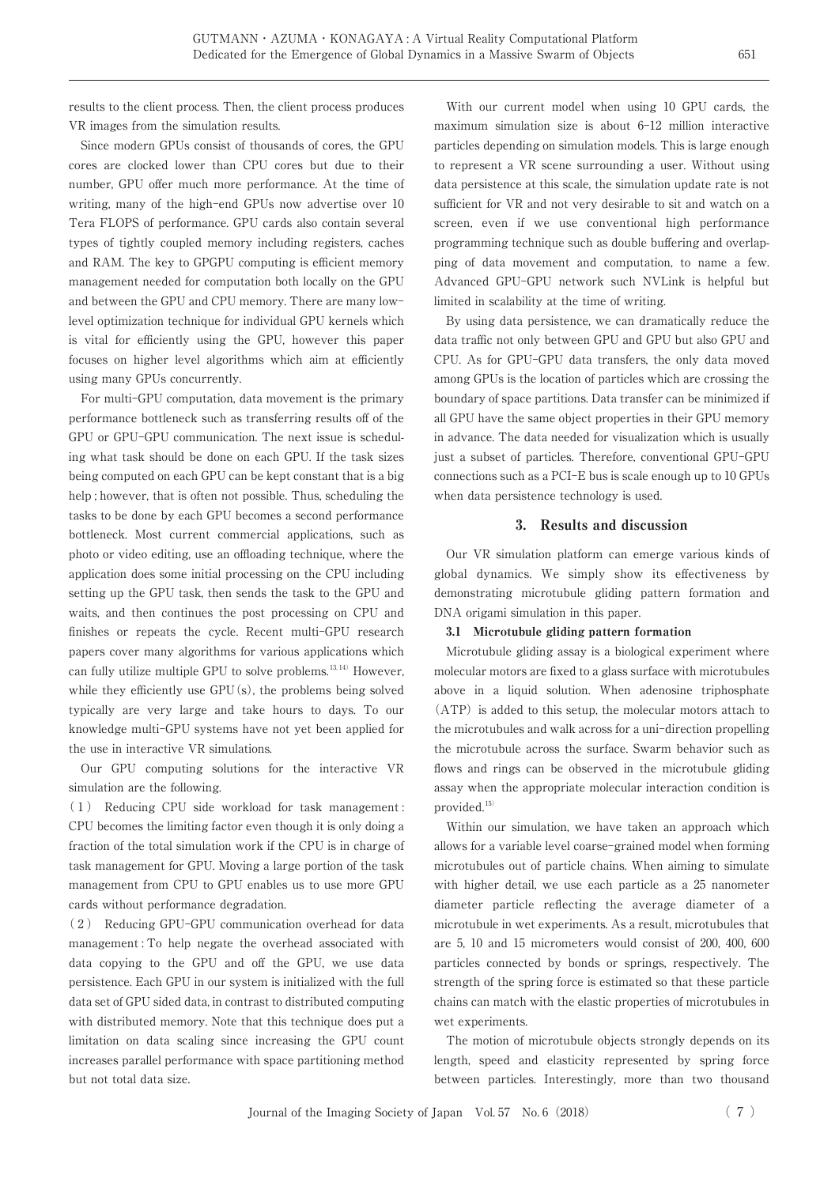results to the client process. Then, the client process produces VR images from the simulation results.

Since modern GPUs consist of thousands of cores, the GPU cores are clocked lower than CPU cores but due to their number, GPU offer much more performance. At the time of writing, many of the high-end GPUs now advertise over 10 Tera FLOPS of performance. GPU cards also contain several types of tightly coupled memory including registers, caches and RAM. The key to GPGPU computing is efficient memory management needed for computation both locally on the GPU and between the GPU and CPU memory. There are many low-level optimization technique for individual GPU kernels which is vital for efficiently using the GPU, however this paper focuses on higher level algorithms which aim at efficiently using many GPUs concurrently.

For multi-GPU computation, data movement is the primary performance bottleneck such as transferring results off of the GPU or GPU-GPU communication. The next issue is scheduling what task should be done on each GPU. If the task sizes being computed on each GPU can be kept constant that is a big help ; however, that is often not possible. Thus, scheduling the tasks to be done by each GPU becomes a second performance bottleneck. Most current commercial applications, such as photo or video editing, use an offloading technique, where the application does some initial processing on the CPU including setting up the GPU task, then sends the task to the GPU and waits, and then continues the post processing on CPU and finishes or repeats the cycle. Recent multi-GPU research papers cover many algorithms for various applications which can fully utilize multiple GPU to solve problems.[13,14] However, while they efficiently use GPU(s), the problems being solved typically are very large and take hours to days. To our knowledge multi-GPU systems have not yet been applied for the use in interactive VR simulations.

Our GPU computing solutions for the interactive VR simulation are the following.

(1) Reducing CPU side workload for task management : CPU becomes the limiting factor even though it is only doing a fraction of the total simulation work if the CPU is in charge of task management for GPU. Moving a large portion of the task management from CPU to GPU enables us to use more GPU cards without performance degradation.

(2) Reducing GPU-GPU communication overhead for data management : To help negate the overhead associated with data copying to the GPU and off the GPU, we use data persistence. Each GPU in our system is initialized with the full data set of GPU sided data, in contrast to distributed computing with distributed memory. Note that this technique does put a limitation on data scaling since increasing the GPU count increases parallel performance with space partitioning method but not total data size.

With our current model when using 10 GPU cards, the maximum simulation size is about 6-12 million interactive particles depending on simulation models. This is large enough to represent a VR scene surrounding a user. Without using data persistence at this scale, the simulation update rate is not sufficient for VR and not very desirable to sit and watch on a screen, even if we use conventional high performance programming technique such as double buffering and overlapping of data movement and computation, to name a few. Advanced GPU-GPU network such NVLink is helpful but limited in scalability at the time of writing.

By using data persistence, we can dramatically reduce the data traffic not only between GPU and GPU but also GPU and CPU. As for GPU-GPU data transfers, the only data moved among GPUs is the location of particles which are crossing the boundary of space partitions. Data transfer can be minimized if all GPU have the same object properties in their GPU memory in advance. The data needed for visualization which is usually just a subset of particles. Therefore, conventional GPU-GPU connections such as a PCI-E bus is scale enough up to 10 GPUs when data persistence technology is used.

## 3. Results and discussion

Our VR simulation platform can emerge various kinds of global dynamics. We simply show its effectiveness by demonstrating microtubule gliding pattern formation and DNA origami simulation in this paper.

### 3.1 Microtubule gliding pattern formation

Microtubule gliding assay is a biological experiment where molecular motors are fixed to a glass surface with microtubules above in a liquid solution. When adenosine triphosphate (ATP) is added to this setup, the molecular motors attach to the microtubules and walk across for a uni-direction propelling the microtubule across the surface. Swarm behavior such as flows and rings can be observed in the microtubule gliding assay when the appropriate molecular interaction condition is provided.[15]

Within our simulation, we have taken an approach which allows for a variable level coarse-grained model when forming microtubules out of particle chains. When aiming to simulate with higher detail, we use each particle as a 25 nanometer diameter particle reflecting the average diameter of a microtubule in wet experiments. As a result, microtubules that are 5, 10 and 15 micrometers would consist of 200, 400, 600 particles connected by bonds or springs, respectively. The strength of the spring force is estimated so that these particle chains can match with the elastic properties of microtubules in wet experiments.

The motion of microtubule objects strongly depends on its length, speed and elasticity represented by spring force between particles. Interestingly, more than two thousand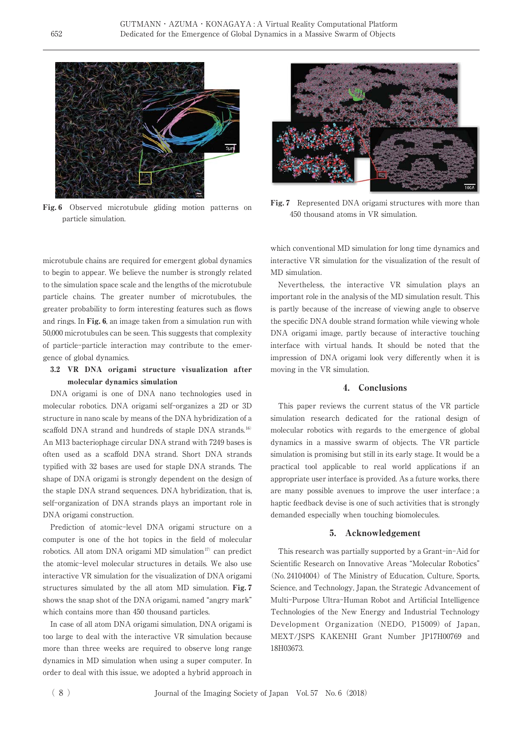Fig. 6 Observed microtubule gliding motion patterns on particle simulation.

Fig. 7 Represented DNA origami structures with more than 450 thousand atoms in VR simulation.

microtubule chains are required for emergent global dynamics to begin to appear. We believe the number is strongly related to the simulation space scale and the lengths of the microtubule particle chains. The greater number of microtubules, the greater probability to form interesting features such as flows and rings. In **Fig. 6**, an image taken from a simulation run with 50,000 microtubules can be seen. This suggests that complexity of particle-particle interaction may contribute to the emergence of global dynamics.

### 3.2 VR DNA origami structure visualization after molecular dynamics simulation

DNA origami is one of DNA nano technologies used in molecular robotics. DNA origami self-organizes a 2D or 3D structure in nano scale by means of the DNA hybridization of a scaffold DNA strand and hundreds of staple DNA strands.[16] An M13 bacteriophage circular DNA strand with 7249 bases is often used as a scaffold DNA strand. Short DNA strands typified with 32 bases are used for staple DNA strands. The shape of DNA origami is strongly dependent on the design of the staple DNA strand sequences. DNA hybridization, that is, self-organization of DNA strands plays an important role in DNA origami construction.

Prediction of atomic-level DNA origami structure on a computer is one of the hot topics in the field of molecular robotics. All atom DNA origami MD simulation[17] can predict the atomic-level molecular structures in details. We also use interactive VR simulation for the visualization of DNA origami structures simulated by the all atom MD simulation. **Fig. 7** shows the snap shot of the DNA origami, named "angry mark" which contains more than 450 thousand particles.

In case of all atom DNA origami simulation, DNA origami is too large to deal with the interactive VR simulation because more than three weeks are required to observe long range dynamics in MD simulation when using a super computer. In order to deal with this issue, we adopted a hybrid approach in which conventional MD simulation for long time dynamics and interactive VR simulation for the visualization of the result of MD simulation.

Nevertheless, the interactive VR simulation plays an important role in the analysis of the MD simulation result. This is partly because of the increase of viewing angle to observe the specific DNA double strand formation while viewing whole DNA origami image, partly because of interactive touching interface with virtual hands. It should be noted that the impression of DNA origami look very differently when it is moving in the VR simulation.

## 4. Conclusions

This paper reviews the current status of the VR particle simulation research dedicated for the rational design of molecular robotics with regards to the emergence of global dynamics in a massive swarm of objects. The VR particle simulation is promising but still in its early stage. It would be a practical tool applicable to real world applications if an appropriate user interface is provided. As a future works, there are many possible avenues to improve the user interface ; a haptic feedback devise is one of such activities that is strongly demanded especially when touching biomolecules.

## 5. Acknowledgement

This research was partially supported by a Grant-in-Aid for Scientific Research on Innovative Areas "Molecular Robotics" (No. 24104004) of The Ministry of Education, Culture, Sports, Science, and Technology, Japan, the Strategic Advancement of Multi-Purpose Ultra-Human Robot and Artificial Intelligence Technologies of the New Energy and Industrial Technology Development Organization (NEDO, P15009) of Japan, MEXT/JSPS KAKENHI Grant Number JP17H00769 and 18H03673.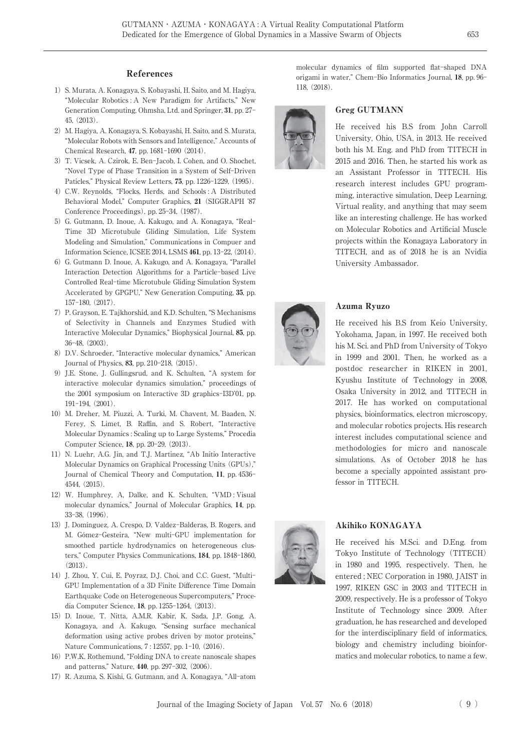## References

1) S. Murata, A. Konagaya, S. Kobayashi, H. Saito, and M. Hagiya, "Molecular Robotics : A New Paradigm for Artifacts," New Generation Computing, Ohmsha, Ltd. and Springer, **31**, pp. 27–45, (2013).
2) M. Hagiya, A. Konagaya, S. Kobayashi, H. Saito, and S. Murata, "Molecular Robots with Sensors and Intelligence," Accounts of Chemical Research, **47**, pp. 1681–1690 (2014).
3) T. Vicsek, A. Czirok, E. Ben-Jacob, I. Cohen, and O. Shochet, "Novel Type of Phase Transition in a System of Self-Driven Paticles," Physical Review Letters, **75**, pp. 1226–1229, (1995).
4) C.W. Reynolds, "Flocks, Herds, and Schools : A Distributed Behavioral Model," Computer Graphics, **21** (SIGGRAPH '87 Conference Proceedings), pp. 25–34, (1987).
5) G. Gutmann, D. Inoue, A. Kakugo, and A. Konagaya, "Real-Time 3D Microtubule Gliding Simulation, Life System Modeling and Simulation," Communications in Compuer and Information Science, ICSEE 2014, LSMS **461**, pp. 13–22, (2014).
6) G. Gutmann D. Inoue, A. Kakugo, and A. Konagaya, "Parallel Interaction Detection Algorithms for a Particle-based Live Controlled Real-time Microtubule Gliding Simulation System Accelerated by GPGPU," New Generation Computing, **35**, pp. 157–180, (2017).
7) P. Grayson, E. Tajkhorshid, and K.D. Schulten, "S Mechanisms of Selectivity in Channels and Enzymes Studied with Interactive Molecular Dynamics," Biophysical Journal, **85**, pp. 36–48, (2003).
8) D.V. Schroeder, "Interactive molecular dynamics," American Journal of Physics, **83**, pp. 210–218, (2015).
9) J.E. Stone, J. Gullingsrud, and K. Schulten, "A system for interactive molecular dynamics simulation," proceedings of the 2001 symposium on Interactive 3D graphics-I3D'01, pp. 191–194, (2001).
10) M. Dreher, M. Piuzzi, A. Turki, M. Chavent, M. Baaden, N. Ferey, S. Limet, B. Raffin, and S. Robert, "Interactive Molecular Dynamics : Scaling up to Large Systems," Procedia Computer Science, **18**, pp. 20–29, (2013).
11) N. Luehr, A.G. Jin, and T.J. Martinez, "Ab Initio Interactive Molecular Dynamics on Graphical Processing Units (GPUs)," Journal of Chemical Theory and Computation, **11**, pp. 4536–4544, (2015).
12) W. Humphrey, A, Dalke, and K. Schulten, "VMD : Visual molecular dynamics," Journal of Molecular Graphics, **14**, pp. 33–38, (1996).
13) J. Domínguez, A. Crespo, D. Valdez-Balderas, B. Rogers, and M. Gómez-Gesteira, "New multi-GPU implementation for smoothed particle hydrodynamics on heterogeneous clusters," Computer Physics Communications, **184**, pp. 1848–1860, (2013).
14) J. Zhou, Y. Cui, E. Poyraz, D.J. Choi, and C.C. Guest, "Multi-GPU Implementation of a 3D Finite Difference Time Domain Earthquake Code on Heterogeneous Supercomputers," Procedia Computer Science, **18**, pp. 1255–1264, (2013).
15) D. Inoue, T. Nitta, A.M.R. Kabir, K. Sada, J.P. Gong, A. Konagaya, and A. Kakugo, "Sensing surface mechanical deformation using active probes driven by motor proteins," Nature Communications, 7 : 12557, pp. 1–10, (2016).
16) P.W.K. Rothemund, "Folding DNA to create nanoscale shapes and patterns," Nature, **440**, pp. 297–302, (2006).
17) R. Azuma, S. Kishi, G. Gutmann, and A. Konagaya, "All-atom molecular dynamics of film supported flat-shaped DNA origami in water," Chem-Bio Informatics Journal, **18**, pp. 96–118, (2018).

### Greg GUTMANN

He received his B.S from John Carroll University, Ohio, USA, in 2013. He received both his M. Eng. and PhD from TITECH in 2015 and 2016. Then, he started his work as an Assistant Professor in TITECH. His research interest includes GPU programming, interactive simulation, Deep Learning, Virtual reality, and anything that may seem like an interesting challenge. He has worked on Molecular Robotics and Artificial Muscle projects within the Konagaya Laboratory in TITECH, and as of 2018 he is an Nvidia University Ambassador.

### Azuma Ryuzo

He received his B.S from Keio University, Yokohama, Japan, in 1997. He received both his M. Sci. and PhD from University of Tokyo in 1999 and 2001. Then, he worked as a postdoc researcher in RIKEN in 2001, Kyushu Institute of Technology in 2008, Osaka University in 2012, and TITECH in 2017. He has worked on computational physics, bioinformatics, electron microscopy, and molecular robotics projects. His research interest includes computational science and methodologies for micro and nanoscale simulations. As of October 2018 he has become a specially appointed assistant professor in TITECH.

### Akihiko KONAGAYA

He received his M.Sci. and D.Eng. from Tokyo Institute of Technology (TITECH) in 1980 and 1995, respectively. Then, he entered ; NEC Corporation in 1980, JAIST in 1997, RIKEN GSC in 2003 and TITECH in 2009, respectively. He is a professor of Tokyo Institute of Technology since 2009. After graduation, he has researched and developed for the interdisciplinary field of informatics, biology and chemistry including bioinformatics and molecular robotics, to name a few.